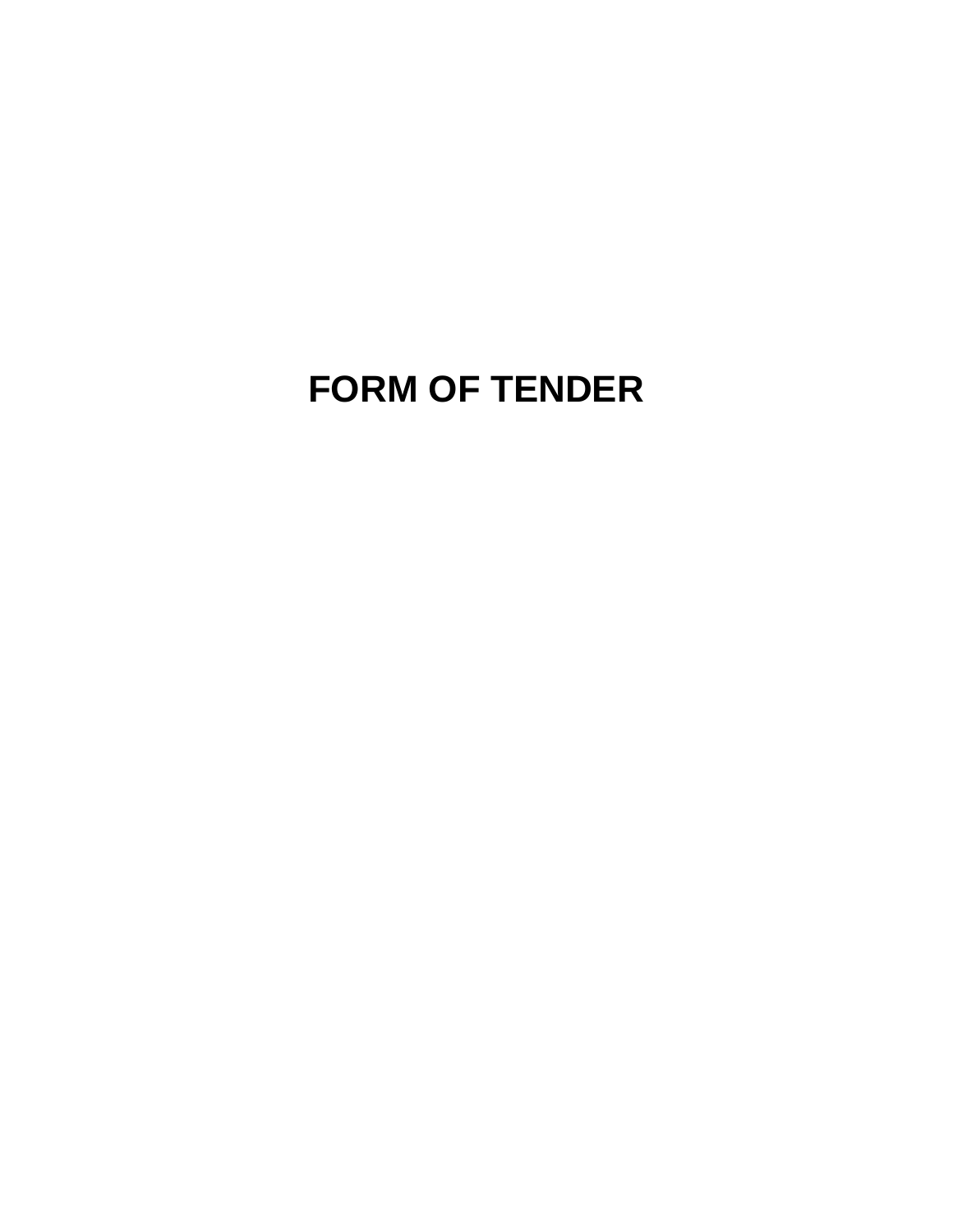# FORM OF TENDER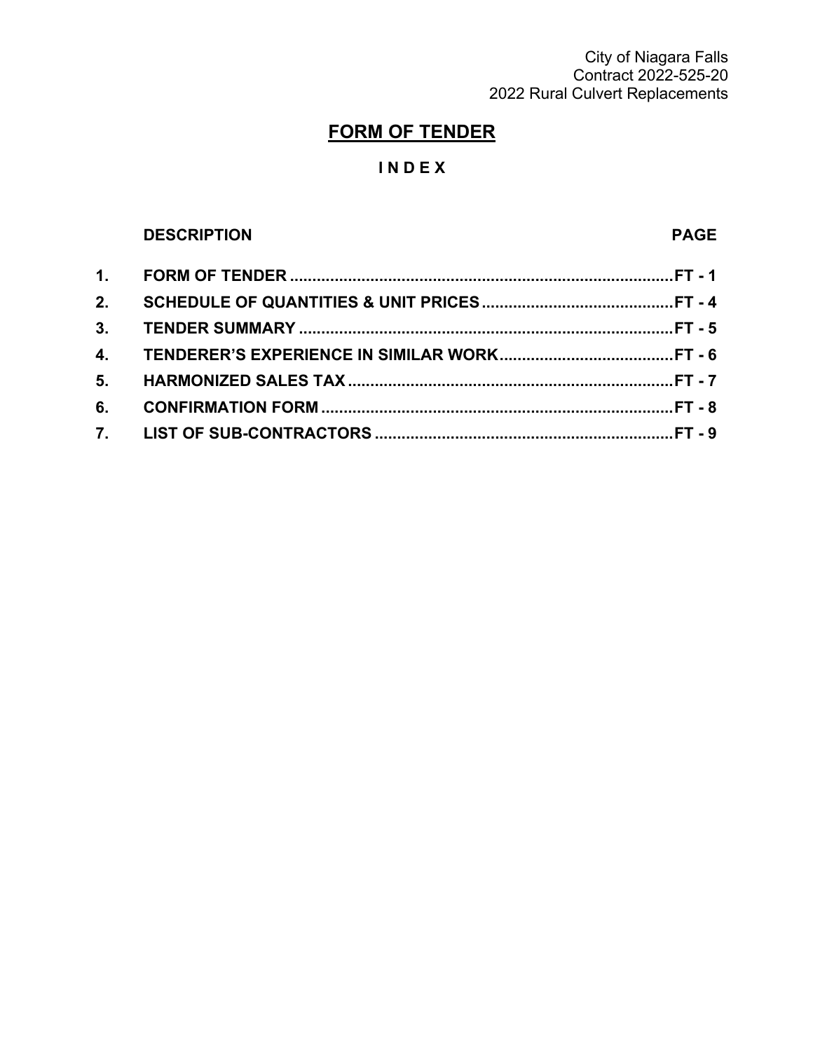# FORM OF TENDER

## I N D E X

| | DESCRIPTION | PAGE |
|---|---|---|
| 1. | FORM OF TENDER | FT - 1 |
| 2. | SCHEDULE OF QUANTITIES & UNIT PRICES | FT - 4 |
| 3. | TENDER SUMMARY | FT - 5 |
| 4. | TENDERER'S EXPERIENCE IN SIMILAR WORK | FT - 6 |
| 5. | HARMONIZED SALES TAX | FT - 7 |
| 6. | CONFIRMATION FORM | FT - 8 |
| 7. | LIST OF SUB-CONTRACTORS | FT - 9 |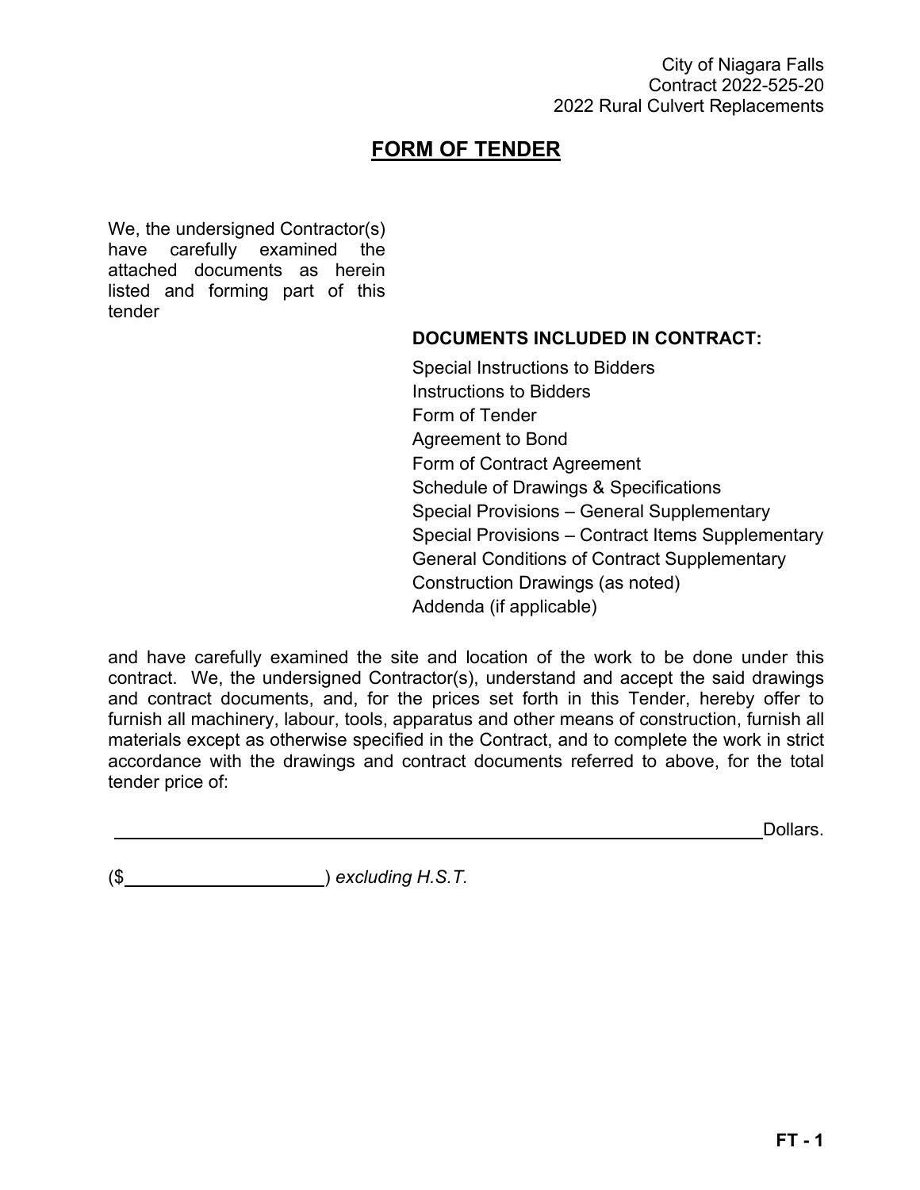# FORM OF TENDER

We, the undersigned Contractor(s) have carefully examined the attached documents as herein listed and forming part of this tender

**DOCUMENTS INCLUDED IN CONTRACT:**

Special Instructions to Bidders
Instructions to Bidders
Form of Tender
Agreement to Bond
Form of Contract Agreement
Schedule of Drawings & Specifications
Special Provisions – General Supplementary
Special Provisions – Contract Items Supplementary
General Conditions of Contract Supplementary
Construction Drawings (as noted)
Addenda (if applicable)

and have carefully examined the site and location of the work to be done under this contract. We, the undersigned Contractor(s), understand and accept the said drawings and contract documents, and, for the prices set forth in this Tender, hereby offer to furnish all machinery, labour, tools, apparatus and other means of construction, furnish all materials except as otherwise specified in the Contract, and to complete the work in strict accordance with the drawings and contract documents referred to above, for the total tender price of:

________________________________________________________________ Dollars.

($____________________) *excluding H.S.T.*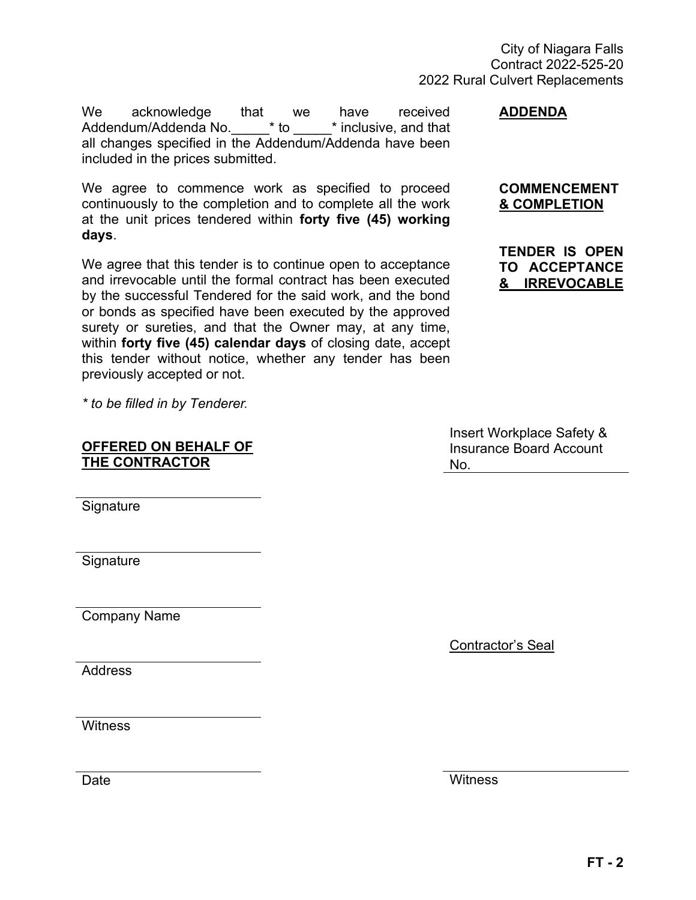**ADDENDA**

We acknowledge that we have received Addendum/Addenda No.\_\_\_\_\_* to \_\_\_\_\_* inclusive, and that all changes specified in the Addendum/Addenda have been included in the prices submitted.

**COMMENCEMENT & COMPLETION**

We agree to commence work as specified to proceed continuously to the completion and to complete all the work at the unit prices tendered within **forty five (45) working days**.

**TENDER IS OPEN TO ACCEPTANCE & IRREVOCABLE**

We agree that this tender is to continue open to acceptance and irrevocable until the formal contract has been executed by the successful Tendered for the said work, and the bond or bonds as specified have been executed by the approved surety or sureties, and that the Owner may, at any time, within **forty five (45) calendar days** of closing date, accept this tender without notice, whether any tender has been previously accepted or not.

*\* to be filled in by Tenderer.*

**OFFERED ON BEHALF OF THE CONTRACTOR**

Insert Workplace Safety & Insurance Board Account No. \_\_\_\_\_\_\_\_\_\_\_\_\_\_\_\_

\_\_\_\_\_\_\_\_\_\_\_\_\_\_\_\_\_\_\_\_
Signature

\_\_\_\_\_\_\_\_\_\_\_\_\_\_\_\_\_\_\_\_
Signature

\_\_\_\_\_\_\_\_\_\_\_\_\_\_\_\_\_\_\_\_
Company Name

Contractor's Seal

\_\_\_\_\_\_\_\_\_\_\_\_\_\_\_\_\_\_\_\_
Address

\_\_\_\_\_\_\_\_\_\_\_\_\_\_\_\_\_\_\_\_
Witness

\_\_\_\_\_\_\_\_\_\_\_\_\_\_\_\_\_\_\_\_
Date

\_\_\_\_\_\_\_\_\_\_\_\_\_\_\_\_\_\_\_\_
Witness

FT - 2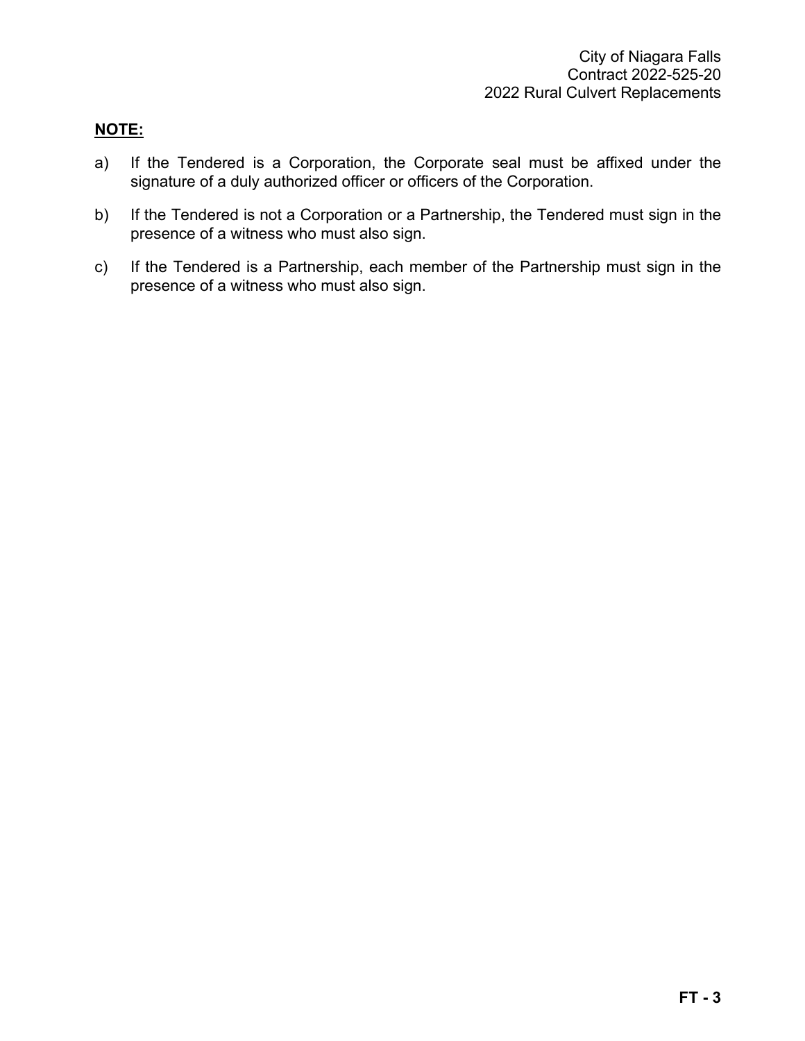**NOTE:**

a) If the Tendered is a Corporation, the Corporate seal must be affixed under the signature of a duly authorized officer or officers of the Corporation.

b) If the Tendered is not a Corporation or a Partnership, the Tendered must sign in the presence of a witness who must also sign.

c) If the Tendered is a Partnership, each member of the Partnership must sign in the presence of a witness who must also sign.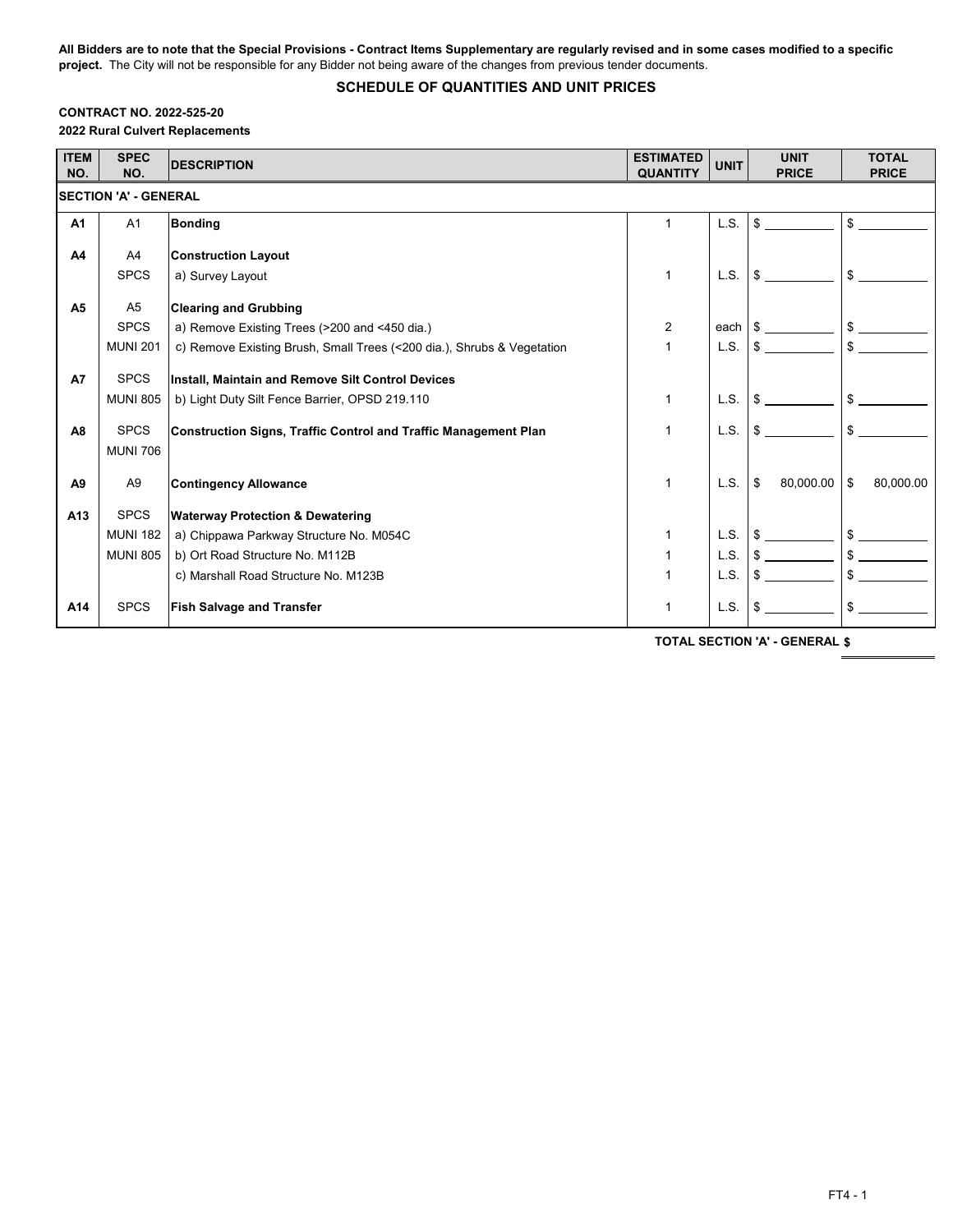**All Bidders are to note that the Special Provisions - Contract Items Supplementary are regularly revised and in some cases modified to a specific project.** The City will not be responsible for any Bidder not being aware of the changes from previous tender documents.

## SCHEDULE OF QUANTITIES AND UNIT PRICES

**CONTRACT NO. 2022-525-20**

**2022 Rural Culvert Replacements**

| ITEM NO. | SPEC NO. | DESCRIPTION | ESTIMATED QUANTITY | UNIT | UNIT PRICE | TOTAL PRICE |
|---|---|---|---|---|---|---|
| **SECTION 'A' - GENERAL** | | | | | | |
| **A1** | A1 | **Bonding** | 1 | L.S. | $ | $ |
| **A4** | A4 | **Construction Layout** | | | | |
| | SPCS | a) Survey Layout | 1 | L.S. | $ | $ |
| **A5** | A5 | **Clearing and Grubbing** | | | | |
| | SPCS | a) Remove Existing Trees (>200 and <450 dia.) | 2 | each | $ | $ |
| | MUNI 201 | c) Remove Existing Brush, Small Trees (<200 dia.), Shrubs & Vegetation | 1 | L.S. | $ | $ |
| **A7** | SPCS | **Install, Maintain and Remove Silt Control Devices** | | | | |
| | MUNI 805 | b) Light Duty Silt Fence Barrier, OPSD 219.110 | 1 | L.S. | $ | $ |
| **A8** | SPCS<br>MUNI 706 | **Construction Signs, Traffic Control and Traffic Management Plan** | 1 | L.S. | $ | $ |
| **A9** | A9 | **Contingency Allowance** | 1 | L.S. | $ 80,000.00 | $ 80,000.00 |
| **A13** | SPCS | **Waterway Protection & Dewatering** | | | | |
| | MUNI 182 | a) Chippawa Parkway Structure No. M054C | 1 | L.S. | $ | $ |
| | MUNI 805 | b) Ort Road Structure No. M112B | 1 | L.S. | $ | $ |
| | | c) Marshall Road Structure No. M123B | 1 | L.S. | $ | $ |
| **A14** | SPCS | **Fish Salvage and Transfer** | 1 | L.S. | $ | $ |

**TOTAL SECTION 'A' - GENERAL $**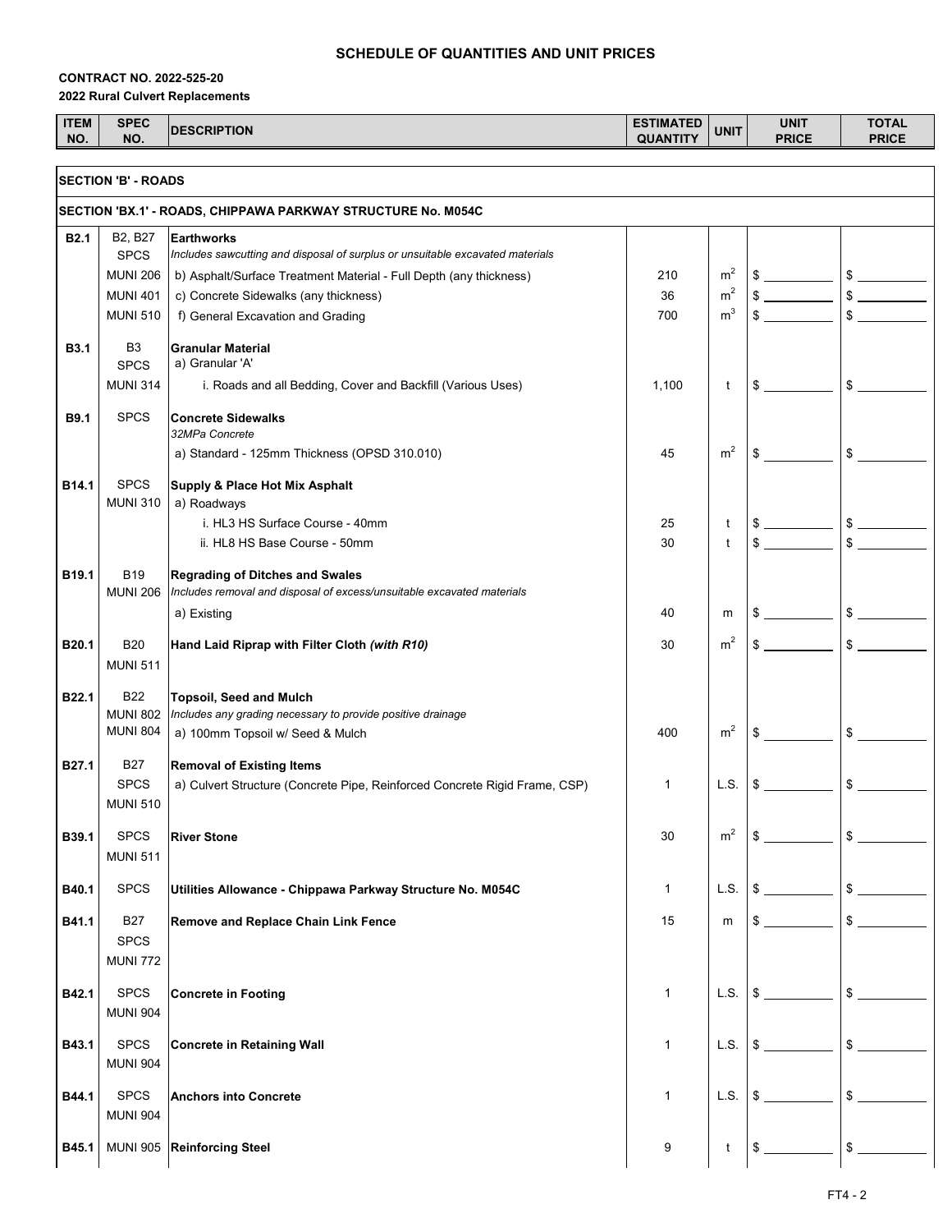# SCHEDULE OF QUANTITIES AND UNIT PRICES

**CONTRACT NO. 2022-525-20**

**2022 Rural Culvert Replacements**

| ITEM NO. | SPEC NO. | DESCRIPTION | ESTIMATED QUANTITY | UNIT | UNIT PRICE | TOTAL PRICE |
|---|---|---|---|---|---|---|
| **SECTION 'B' - ROADS** | | | | | | |
| **SECTION 'BX.1' - ROADS, CHIPPAWA PARKWAY STRUCTURE No. M054C** | | | | | | |
| **B2.1** | B2, B27 SPCS | **Earthworks** *Includes sawcutting and disposal of surplus or unsuitable excavated materials* | | | | |
| | MUNI 206 | b) Asphalt/Surface Treatment Material - Full Depth (any thickness) | 210 | $m^2$ | $ | $ |
| | MUNI 401 | c) Concrete Sidewalks (any thickness) | 36 | $m^2$ | $ | $ |
| | MUNI 510 | f) General Excavation and Grading | 700 | $m^3$ | $ | $ |
| **B3.1** | B3 SPCS | **Granular Material** a) Granular 'A' | | | | |
| | MUNI 314 | i. Roads and all Bedding, Cover and Backfill (Various Uses) | 1,100 | t | $ | $ |
| **B9.1** | SPCS | **Concrete Sidewalks** *32MPa Concrete* | | | | |
| | | a) Standard - 125mm Thickness (OPSD 310.010) | 45 | $m^2$ | $ | $ |
| **B14.1** | SPCS MUNI 310 | **Supply & Place Hot Mix Asphalt** a) Roadways | | | | |
| | | i. HL3 HS Surface Course - 40mm | 25 | t | $ | $ |
| | | ii. HL8 HS Base Course - 50mm | 30 | t | $ | $ |
| **B19.1** | B19 MUNI 206 | **Regrading of Ditches and Swales** *Includes removal and disposal of excess/unsuitable excavated materials* | | | | |
| | | a) Existing | 40 | m | $ | $ |
| **B20.1** | B20 MUNI 511 | **Hand Laid Riprap with Filter Cloth** ***(with R10)*** | 30 | $m^2$ | $ | $ |
| **B22.1** | B22 MUNI 802 MUNI 804 | **Topsoil, Seed and Mulch** *Includes any grading necessary to provide positive drainage* | | | | |
| | | a) 100mm Topsoil w/ Seed & Mulch | 400 | $m^2$ | $ | $ |
| **B27.1** | B27 SPCS MUNI 510 | **Removal of Existing Items** a) Culvert Structure (Concrete Pipe, Reinforced Concrete Rigid Frame, CSP) | 1 | L.S. | $ | $ |
| **B39.1** | SPCS MUNI 511 | **River Stone** | 30 | $m^2$ | $ | $ |
| **B40.1** | SPCS | **Utilities Allowance - Chippawa Parkway Structure No. M054C** | 1 | L.S. | $ | $ |
| **B41.1** | B27 SPCS MUNI 772 | **Remove and Replace Chain Link Fence** | 15 | m | $ | $ |
| **B42.1** | SPCS MUNI 904 | **Concrete in Footing** | 1 | L.S. | $ | $ |
| **B43.1** | SPCS MUNI 904 | **Concrete in Retaining Wall** | 1 | L.S. | $ | $ |
| **B44.1** | SPCS MUNI 904 | **Anchors into Concrete** | 1 | L.S. | $ | $ |
| **B45.1** | MUNI 905 | **Reinforcing Steel** | 9 | t | $ | $ |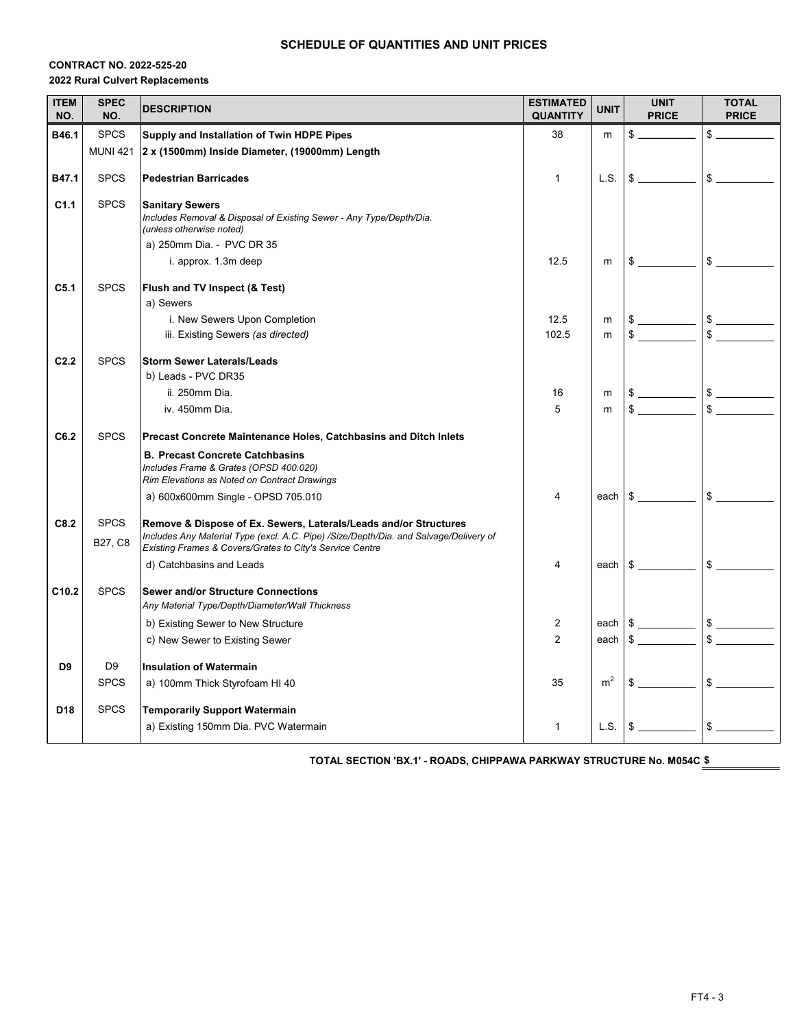## SCHEDULE OF QUANTITIES AND UNIT PRICES

**CONTRACT NO. 2022-525-20**

**2022 Rural Culvert Replacements**

| ITEM NO. | SPEC NO. | DESCRIPTION | ESTIMATED QUANTITY | UNIT | UNIT PRICE | TOTAL PRICE |
|---|---|---|---|---|---|---|
| B46.1 | SPCS | **Supply and Installation of Twin HDPE Pipes** | 38 | m | $ | $ |
| | MUNI 421 | **2 x (1500mm) Inside Diameter, (19000mm) Length** | | | | |
| B47.1 | SPCS | **Pedestrian Barricades** | 1 | L.S. | $ | $ |
| C1.1 | SPCS | **Sanitary Sewers** *Includes Removal & Disposal of Existing Sewer - Any Type/Depth/Dia. (unless otherwise noted)* | | | | |
| | | a) 250mm Dia. - PVC DR 35 | | | | |
| | | i. approx. 1.3m deep | 12.5 | m | $ | $ |
| C5.1 | SPCS | **Flush and TV Inspect (& Test)** | | | | |
| | | a) Sewers | | | | |
| | | i. New Sewers Upon Completion | 12.5 | m | $ | $ |
| | | iii. Existing Sewers *(as directed)* | 102.5 | m | $ | $ |
| C2.2 | SPCS | **Storm Sewer Laterals/Leads** | | | | |
| | | b) Leads - PVC DR35 | | | | |
| | | ii. 250mm Dia. | 16 | m | $ | $ |
| | | iv. 450mm Dia. | 5 | m | $ | $ |
| C6.2 | SPCS | **Precast Concrete Maintenance Holes, Catchbasins and Ditch Inlets** | | | | |
| | | **B. Precast Concrete Catchbasins** *Includes Frame & Grates (OPSD 400.020) Rim Elevations as Noted on Contract Drawings* | | | | |
| | | a) 600x600mm Single - OPSD 705.010 | 4 | each | $ | $ |
| C8.2 | SPCS B27, C8 | **Remove & Dispose of Ex. Sewers, Laterals/Leads and/or Structures** *Includes Any Material Type (excl. A.C. Pipe) /Size/Depth/Dia. and Salvage/Delivery of Existing Frames & Covers/Grates to City's Service Centre* | | | | |
| | | d) Catchbasins and Leads | 4 | each | $ | $ |
| C10.2 | SPCS | **Sewer and/or Structure Connections** *Any Material Type/Depth/Diameter/Wall Thickness* | | | | |
| | | b) Existing Sewer to New Structure | 2 | each | $ | $ |
| | | c) New Sewer to Existing Sewer | 2 | each | $ | $ |
| D9 | D9 SPCS | **Insulation of Watermain** | | | | |
| | | a) 100mm Thick Styrofoam HI 40 | 35 | $m^2$ | $ | $ |
| D18 | SPCS | **Temporarily Support Watermain** | | | | |
| | | a) Existing 150mm Dia. PVC Watermain | 1 | L.S. | $ | $ |

**TOTAL SECTION 'BX.1' - ROADS, CHIPPAWA PARKWAY STRUCTURE No. M054C $**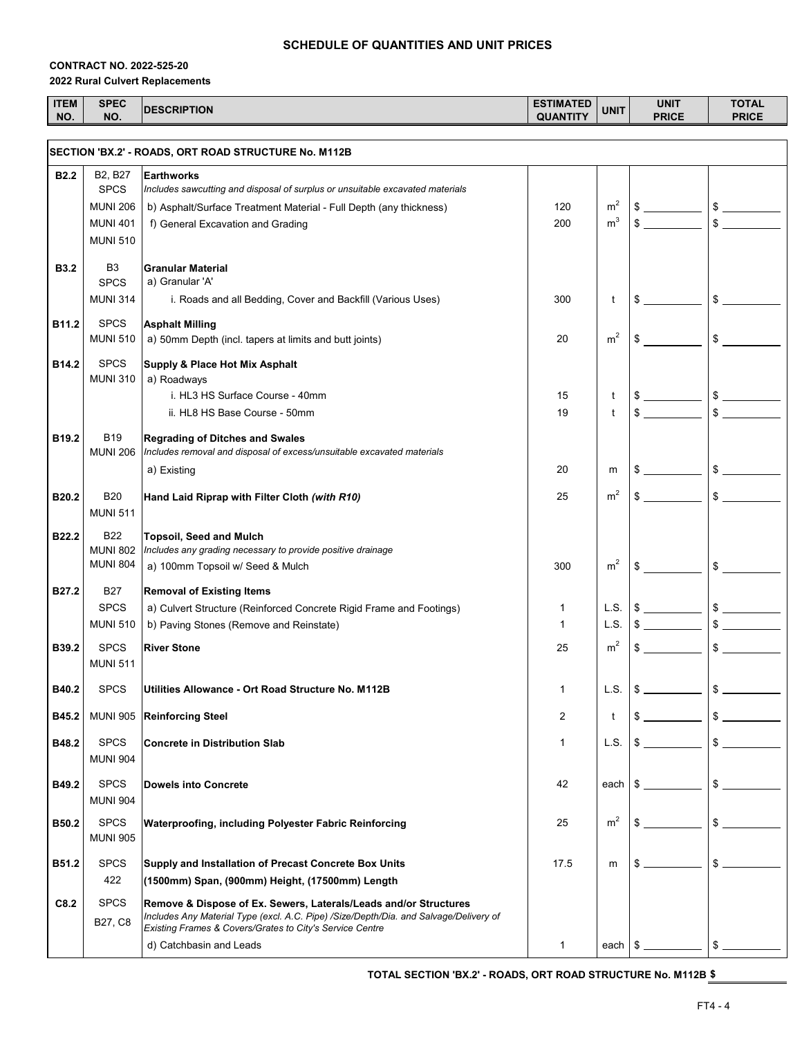# SCHEDULE OF QUANTITIES AND UNIT PRICES

**CONTRACT NO. 2022-525-20**

**2022 Rural Culvert Replacements**

| ITEM NO. | SPEC NO. | DESCRIPTION | ESTIMATED QUANTITY | UNIT | UNIT PRICE | TOTAL PRICE |
|---|---|---|---|---|---|---|
| | | **SECTION 'BX.2' - ROADS, ORT ROAD STRUCTURE No. M112B** | | | | |
| **B2.2** | B2, B27 SPCS | **Earthworks** *Includes sawcutting and disposal of surplus or unsuitable excavated materials* | | | | |
| | MUNI 206 | b) Asphalt/Surface Treatment Material - Full Depth (any thickness) | 120 | $m^2$ | $ | $ |
| | MUNI 401 | f) General Excavation and Grading | 200 | $m^3$ | $ | $ |
| | MUNI 510 | | | | | |
| **B3.2** | B3 SPCS | **Granular Material** a) Granular 'A' | | | | |
| | MUNI 314 | i. Roads and all Bedding, Cover and Backfill (Various Uses) | 300 | t | $ | $ |
| **B11.2** | SPCS MUNI 510 | **Asphalt Milling** a) 50mm Depth (incl. tapers at limits and butt joints) | 20 | $m^2$ | $ | $ |
| **B14.2** | SPCS MUNI 310 | **Supply & Place Hot Mix Asphalt** a) Roadways | | | | |
| | | i. HL3 HS Surface Course - 40mm | 15 | t | $ | $ |
| | | ii. HL8 HS Base Course - 50mm | 19 | t | $ | $ |
| **B19.2** | B19 MUNI 206 | **Regrading of Ditches and Swales** *Includes removal and disposal of excess/unsuitable excavated materials* | | | | |
| | | a) Existing | 20 | m | $ | $ |
| **B20.2** | B20 MUNI 511 | **Hand Laid Riprap with Filter Cloth *(with R10)*** | 25 | $m^2$ | $ | $ |
| **B22.2** | B22 MUNI 802 MUNI 804 | **Topsoil, Seed and Mulch** *Includes any grading necessary to provide positive drainage* | | | | |
| | | a) 100mm Topsoil w/ Seed & Mulch | 300 | $m^2$ | $ | $ |
| **B27.2** | B27 | **Removal of Existing Items** | | | | |
| | SPCS | a) Culvert Structure (Reinforced Concrete Rigid Frame and Footings) | 1 | L.S. | $ | $ |
| | MUNI 510 | b) Paving Stones (Remove and Reinstate) | 1 | L.S. | $ | $ |
| **B39.2** | SPCS MUNI 511 | **River Stone** | 25 | $m^2$ | $ | $ |
| **B40.2** | SPCS | **Utilities Allowance - Ort Road Structure No. M112B** | 1 | L.S. | $ | $ |
| **B45.2** | MUNI 905 | **Reinforcing Steel** | 2 | t | $ | $ |
| **B48.2** | SPCS MUNI 904 | **Concrete in Distribution Slab** | 1 | L.S. | $ | $ |
| **B49.2** | SPCS MUNI 904 | **Dowels into Concrete** | 42 | each | $ | $ |
| **B50.2** | SPCS MUNI 905 | **Waterproofing, including Polyester Fabric Reinforcing** | 25 | $m^2$ | $ | $ |
| **B51.2** | SPCS 422 | **Supply and Installation of Precast Concrete Box Units (1500mm) Span, (900mm) Height, (17500mm) Length** | 17.5 | m | $ | $ |
| **C8.2** | SPCS B27, C8 | **Remove & Dispose of Ex. Sewers, Laterals/Leads and/or Structures** *Includes Any Material Type (excl. A.C. Pipe) /Size/Depth/Dia. and Salvage/Delivery of Existing Frames & Covers/Grates to City's Service Centre* | | | | |
| | | d) Catchbasin and Leads | 1 | each | $ | $ |

**TOTAL SECTION 'BX.2' - ROADS, ORT ROAD STRUCTURE No. M112B $**

FT4 - 4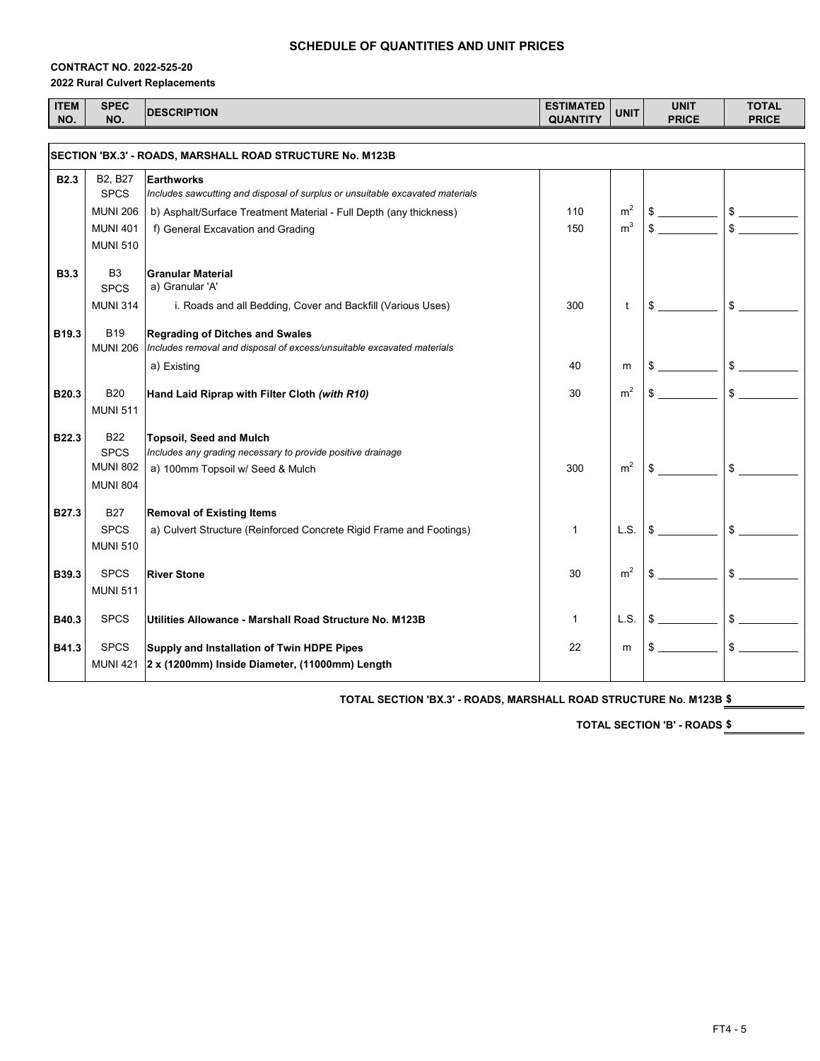# SCHEDULE OF QUANTITIES AND UNIT PRICES

**CONTRACT NO. 2022-525-20**

**2022 Rural Culvert Replacements**

| ITEM NO. | SPEC NO. | DESCRIPTION | ESTIMATED QUANTITY | UNIT | UNIT PRICE | TOTAL PRICE |
|---|---|---|---|---|---|---|
| **SECTION 'BX.3' - ROADS, MARSHALL ROAD STRUCTURE No. M123B** | | | | | | |
| **B2.3** | B2, B27 SPCS | **Earthworks** *Includes sawcutting and disposal of surplus or unsuitable excavated materials* | | | | |
| | MUNI 206 | b) Asphalt/Surface Treatment Material - Full Depth (any thickness) | 110 | $m^2$ | $ | $ |
| | MUNI 401 | f) General Excavation and Grading | 150 | $m^3$ | $ | $ |
| | MUNI 510 | | | | | |
| **B3.3** | B3 SPCS | **Granular Material** a) Granular 'A' | | | | |
| | MUNI 314 | i. Roads and all Bedding, Cover and Backfill (Various Uses) | 300 | t | $ | $ |
| **B19.3** | B19 MUNI 206 | **Regrading of Ditches and Swales** *Includes removal and disposal of excess/unsuitable excavated materials* | | | | |
| | | a) Existing | 40 | m | $ | $ |
| **B20.3** | B20 MUNI 511 | **Hand Laid Riprap with Filter Cloth *(with R10)*** | 30 | $m^2$ | $ | $ |
| **B22.3** | B22 SPCS | **Topsoil, Seed and Mulch** *Includes any grading necessary to provide positive drainage* | | | | |
| | MUNI 802 MUNI 804 | a) 100mm Topsoil w/ Seed & Mulch | 300 | $m^2$ | $ | $ |
| **B27.3** | B27 | **Removal of Existing Items** | | | | |
| | SPCS MUNI 510 | a) Culvert Structure (Reinforced Concrete Rigid Frame and Footings) | 1 | L.S. | $ | $ |
| **B39.3** | SPCS MUNI 511 | **River Stone** | 30 | $m^2$ | $ | $ |
| **B40.3** | SPCS | **Utilities Allowance - Marshall Road Structure No. M123B** | 1 | L.S. | $ | $ |
| **B41.3** | SPCS MUNI 421 | **Supply and Installation of Twin HDPE Pipes 2 x (1200mm) Inside Diameter, (11000mm) Length** | 22 | m | $ | $ |

**TOTAL SECTION 'BX.3' - ROADS, MARSHALL ROAD STRUCTURE No. M123B $**

**TOTAL SECTION 'B' - ROADS $**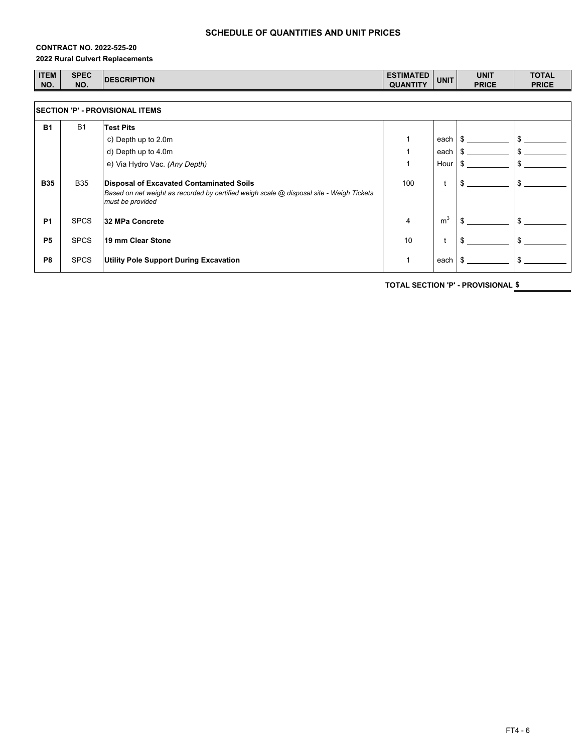# SCHEDULE OF QUANTITIES AND UNIT PRICES

**CONTRACT NO. 2022-525-20**

**2022 Rural Culvert Replacements**

| ITEM NO. | SPEC NO. | DESCRIPTION | ESTIMATED QUANTITY | UNIT | UNIT PRICE | TOTAL PRICE |
|---|---|---|---|---|---|---|
| **SECTION 'P' - PROVISIONAL ITEMS** | | | | | | |
| **B1** | B1 | **Test Pits** | | | | |
| | | c) Depth up to 2.0m | 1 | each | $ | $ |
| | | d) Depth up to 4.0m | 1 | each | $ | $ |
| | | e) Via Hydro Vac. *(Any Depth)* | 1 | Hour | $ | $ |
| **B35** | B35 | **Disposal of Excavated Contaminated Soils** *Based on net weight as recorded by certified weigh scale @ disposal site - Weigh Tickets must be provided* | 100 | t | $ | $ |
| **P1** | SPCS | **32 MPa Concrete** | 4 | $m^3$ | $ | $ |
| **P5** | SPCS | **19 mm Clear Stone** | 10 | t | $ | $ |
| **P8** | SPCS | **Utility Pole Support During Excavation** | 1 | each | $ | $ |

**TOTAL SECTION 'P' - PROVISIONAL $**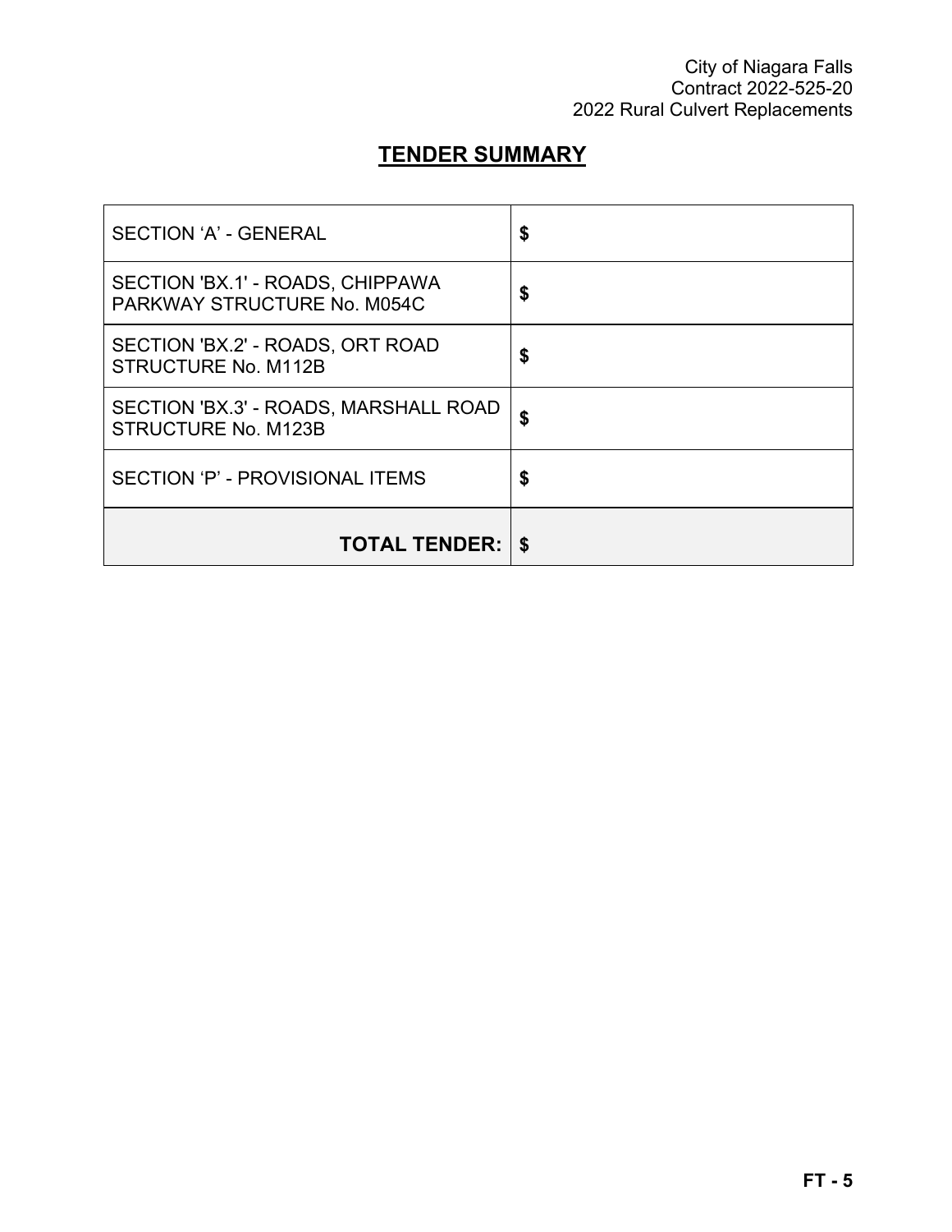## TENDER SUMMARY

| | |
|---|---|
| SECTION 'A' - GENERAL | $ |
| SECTION 'BX.1' - ROADS, CHIPPAWA PARKWAY STRUCTURE No. M054C | $ |
| SECTION 'BX.2' - ROADS, ORT ROAD STRUCTURE No. M112B | $ |
| SECTION 'BX.3' - ROADS, MARSHALL ROAD STRUCTURE No. M123B | $ |
| SECTION 'P' - PROVISIONAL ITEMS | $ |
| **TOTAL TENDER:** | **$** |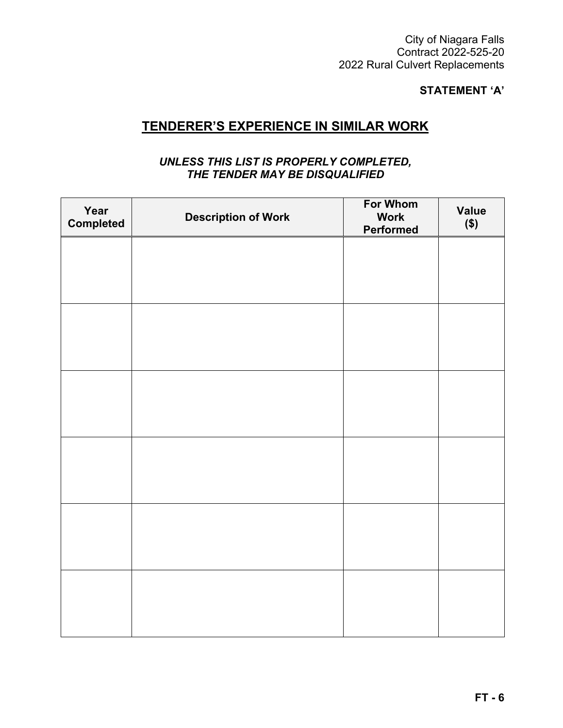**STATEMENT 'A'**

# TENDERER'S EXPERIENCE IN SIMILAR WORK

***UNLESS THIS LIST IS PROPERLY COMPLETED, THE TENDER MAY BE DISQUALIFIED***

| Year Completed | Description of Work | For Whom Work Performed | Value ($) |
|---|---|---|---|
| | | | |
| | | | |
| | | | |
| | | | |
| | | | |
| | | | |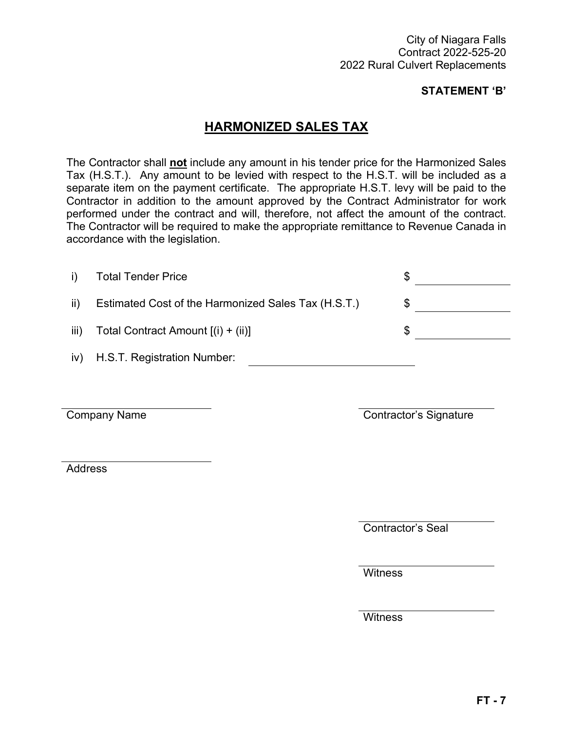City of Niagara Falls
Contract 2022-525-20
2022 Rural Culvert Replacements

**STATEMENT 'B'**

# HARMONIZED SALES TAX

The Contractor shall **not** include any amount in his tender price for the Harmonized Sales Tax (H.S.T.). Any amount to be levied with respect to the H.S.T. will be included as a separate item on the payment certificate. The appropriate H.S.T. levy will be paid to the Contractor in addition to the amount approved by the Contract Administrator for work performed under the contract and will, therefore, not affect the amount of the contract. The Contractor will be required to make the appropriate remittance to Revenue Canada in accordance with the legislation.

i) Total Tender Price $ ____________

ii) Estimated Cost of the Harmonized Sales Tax (H.S.T.) $ ____________

iii) Total Contract Amount [(i) + (ii)] $ ____________

iv) H.S.T. Registration Number: ____________________

____________________
Company Name

____________________
Contractor's Signature

____________________
Address

____________________
Contractor's Seal

____________________
Witness

____________________
Witness

FT - 7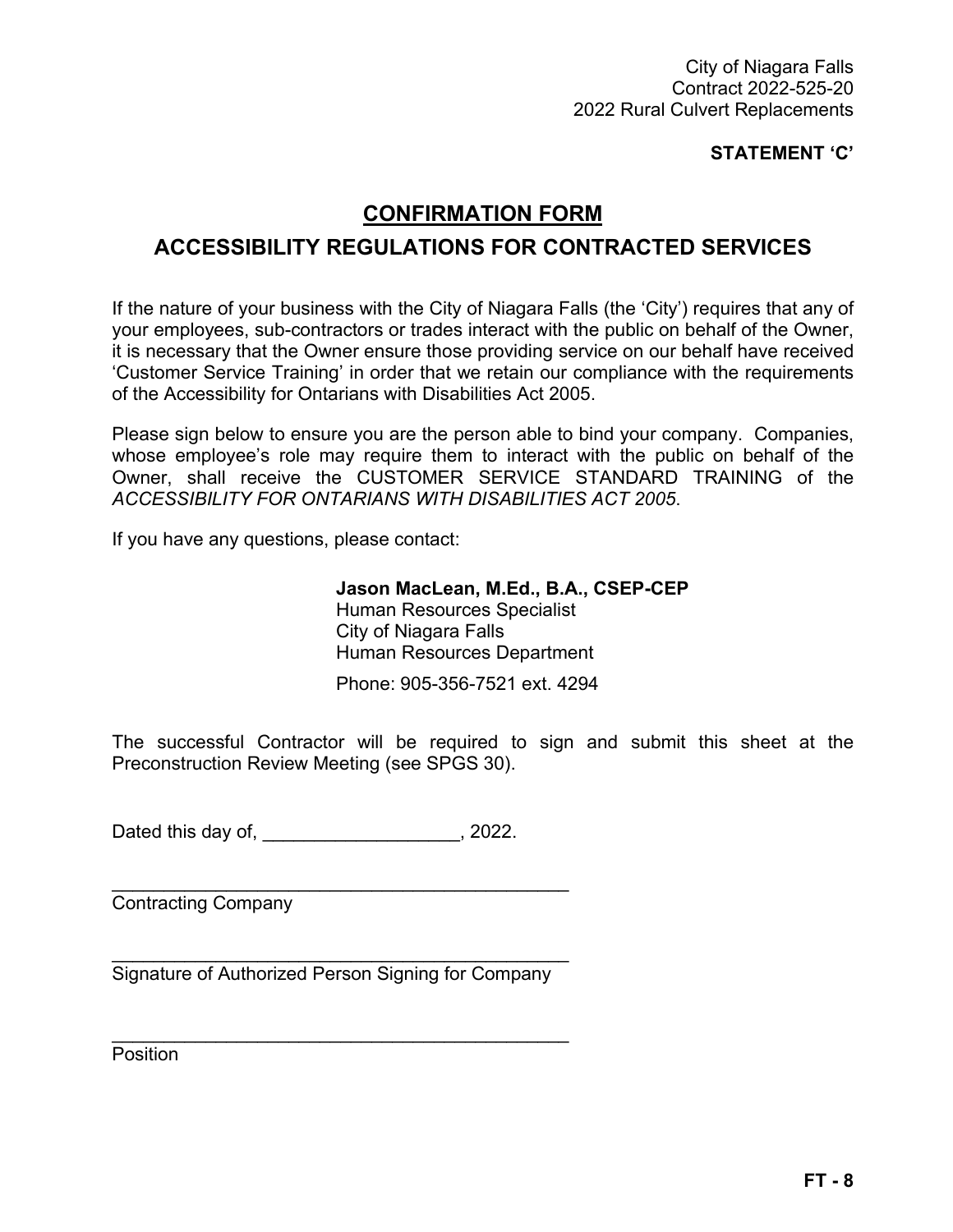**STATEMENT 'C'**

# CONFIRMATION FORM

## ACCESSIBILITY REGULATIONS FOR CONTRACTED SERVICES

If the nature of your business with the City of Niagara Falls (the 'City') requires that any of your employees, sub-contractors or trades interact with the public on behalf of the Owner, it is necessary that the Owner ensure those providing service on our behalf have received 'Customer Service Training' in order that we retain our compliance with the requirements of the Accessibility for Ontarians with Disabilities Act 2005.

Please sign below to ensure you are the person able to bind your company. Companies, whose employee's role may require them to interact with the public on behalf of the Owner, shall receive the CUSTOMER SERVICE STANDARD TRAINING of the *ACCESSIBILITY FOR ONTARIANS WITH DISABILITIES ACT 2005*.

If you have any questions, please contact:

**Jason MacLean, M.Ed., B.A., CSEP-CEP**
Human Resources Specialist
City of Niagara Falls
Human Resources Department

Phone: 905-356-7521 ext. 4294

The successful Contractor will be required to sign and submit this sheet at the Preconstruction Review Meeting (see SPGS 30).

Dated this day of, ___________________, 2022.

_______________________________________________
Contracting Company

_______________________________________________
Signature of Authorized Person Signing for Company

_______________________________________________
Position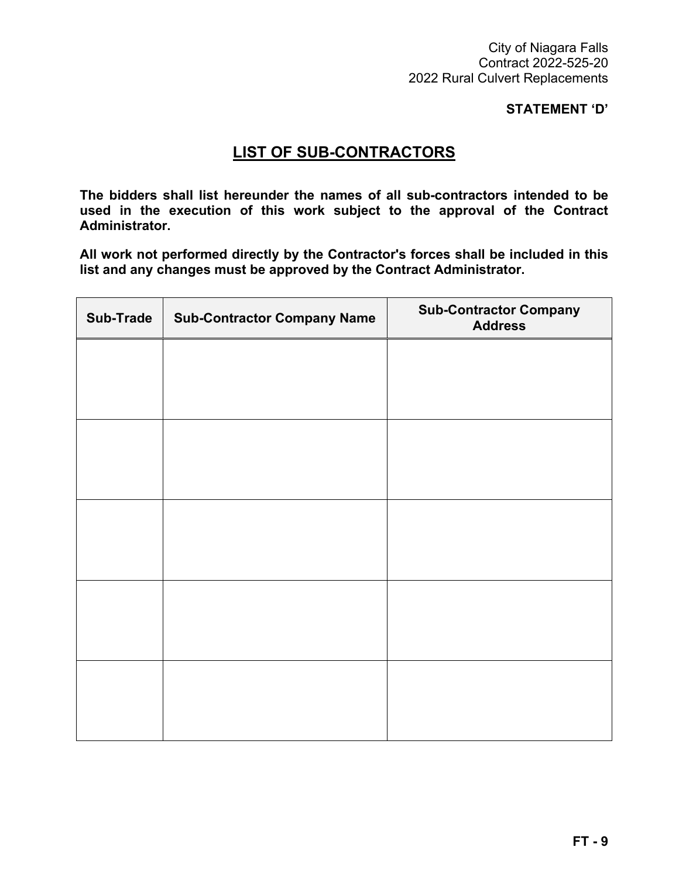**STATEMENT 'D'**

# LIST OF SUB-CONTRACTORS

**The bidders shall list hereunder the names of all sub-contractors intended to be used in the execution of this work subject to the approval of the Contract Administrator.**

**All work not performed directly by the Contractor's forces shall be included in this list and any changes must be approved by the Contract Administrator.**

| Sub-Trade | Sub-Contractor Company Name | Sub-Contractor Company Address |
|---|---|---|
| | | |
| | | |
| | | |
| | | |
| | | |